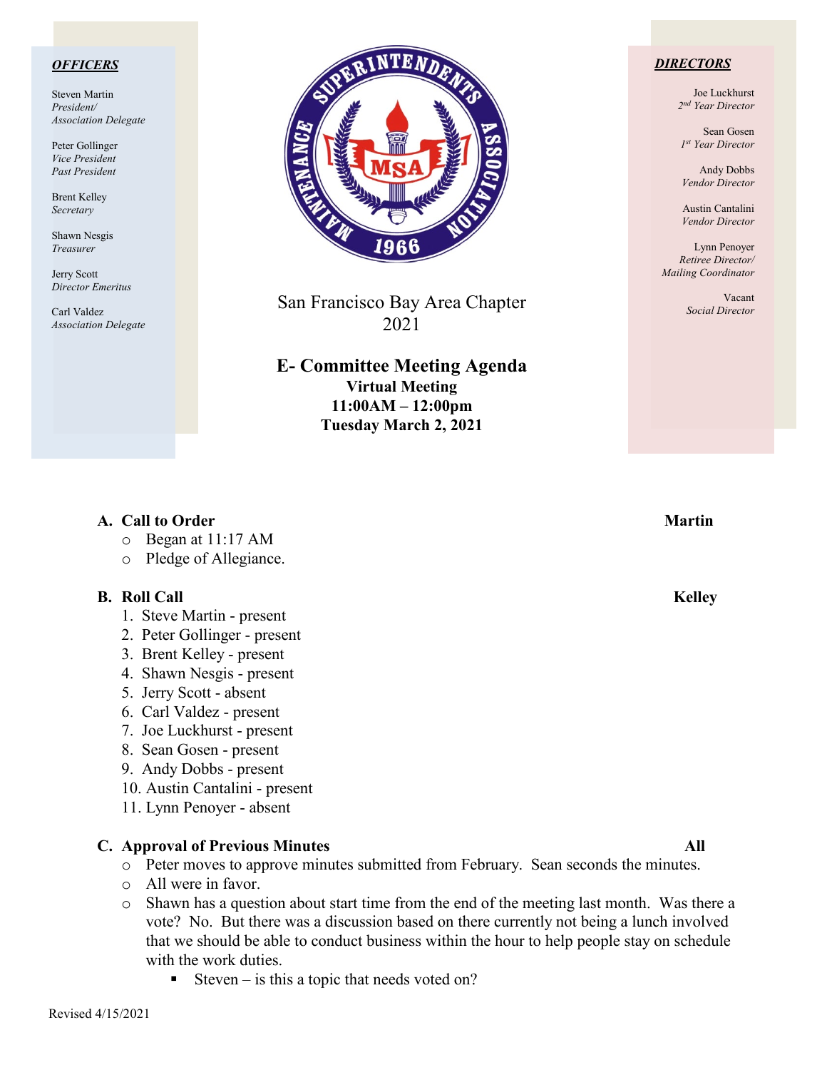**OFFICERS**

Steven Martin
*President/*
*Association Delegate*

Peter Gollinger
*Vice President*
*Past President*

Brent Kelley
*Secretary*

Shawn Nesgis
*Treasurer*

Jerry Scott
*Director Emeritus*

Carl Valdez
*Association Delegate*

San Francisco Bay Area Chapter
2021

## E- Committee Meeting Agenda

**Virtual Meeting**
**11:00AM – 12:00pm**
**Tuesday March 2, 2021**

**DIRECTORS**

Joe Luckhurst
*2nd Year Director*

Sean Gosen
*1st Year Director*

Andy Dobbs
*Vendor Director*

Austin Cantalini
*Vendor Director*

Lynn Penoyer
*Retiree Director/*
*Mailing Coordinator*

Vacant
*Social Director*

**A. Call to Order** **Martin**

- Began at 11:17 AM
- Pledge of Allegiance.

**B. Roll Call** **Kelley**

1. Steve Martin - present
2. Peter Gollinger - present
3. Brent Kelley - present
4. Shawn Nesgis - present
5. Jerry Scott - absent
6. Carl Valdez - present
7. Joe Luckhurst - present
8. Sean Gosen - present
9. Andy Dobbs - present
10. Austin Cantalini - present
11. Lynn Penoyer - absent

**C. Approval of Previous Minutes** **All**

- Peter moves to approve minutes submitted from February. Sean seconds the minutes.
- All were in favor.
- Shawn has a question about start time from the end of the meeting last month. Was there a vote? No. But there was a discussion based on there currently not being a lunch involved that we should be able to conduct business within the hour to help people stay on schedule with the work duties.
  - Steven – is this a topic that needs voted on?

Revised 4/15/2021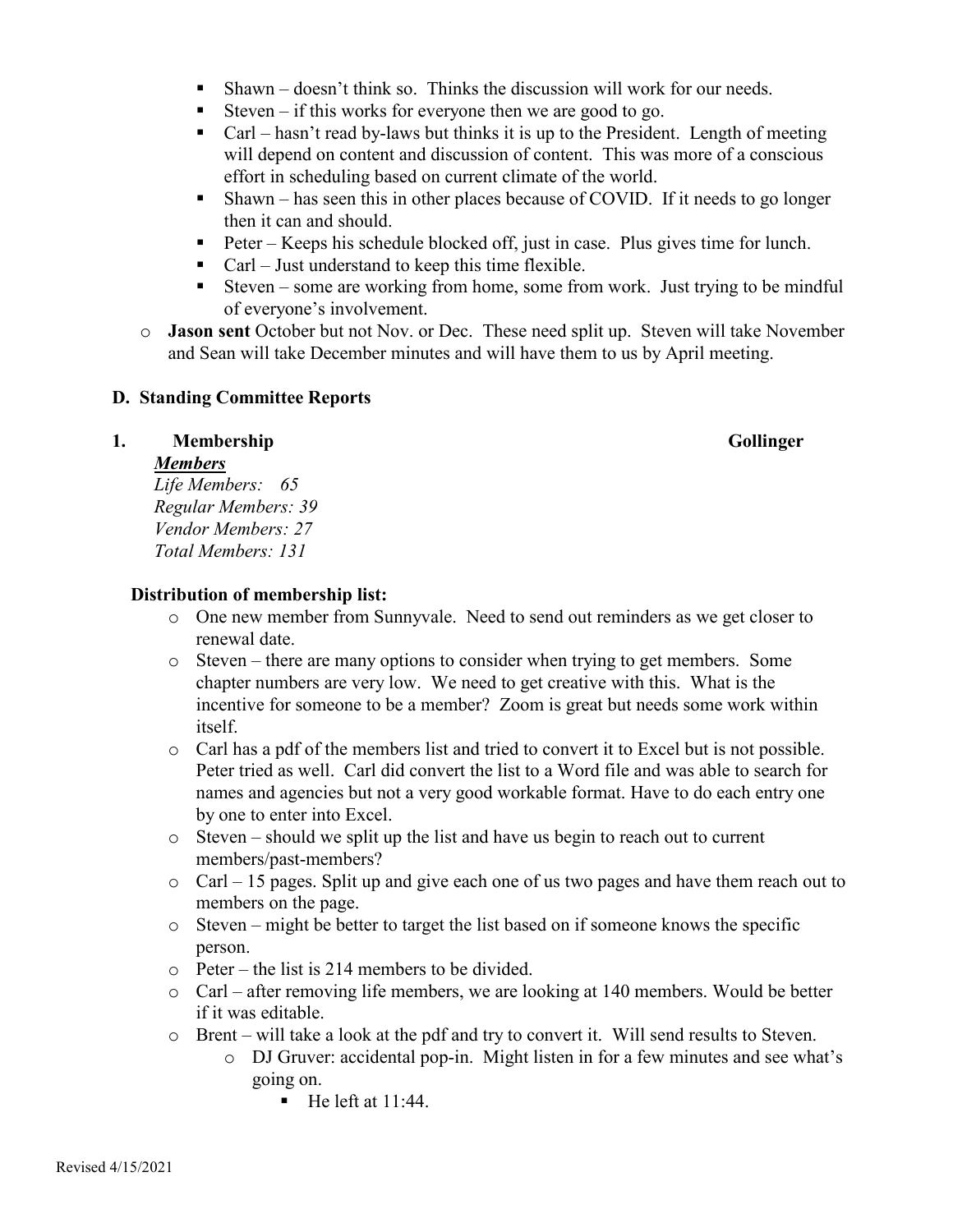- Shawn – doesn't think so. Thinks the discussion will work for our needs.
- Steven – if this works for everyone then we are good to go.
- Carl – hasn't read by-laws but thinks it is up to the President. Length of meeting will depend on content and discussion of content. This was more of a conscious effort in scheduling based on current climate of the world.
- Shawn – has seen this in other places because of COVID. If it needs to go longer then it can and should.
- Peter – Keeps his schedule blocked off, just in case. Plus gives time for lunch.
- Carl – Just understand to keep this time flexible.
- Steven – some are working from home, some from work. Just trying to be mindful of everyone's involvement.

- **Jason sent** October but not Nov. or Dec. These need split up. Steven will take November and Sean will take December minutes and will have them to us by April meeting.

### D. Standing Committee Reports

**1. Membership** **Gollinger**

***Members***

*Life Members: 65*
*Regular Members: 39*
*Vendor Members: 27*
*Total Members: 131*

**Distribution of membership list:**

- One new member from Sunnyvale. Need to send out reminders as we get closer to renewal date.
- Steven – there are many options to consider when trying to get members. Some chapter numbers are very low. We need to get creative with this. What is the incentive for someone to be a member? Zoom is great but needs some work within itself.
- Carl has a pdf of the members list and tried to convert it to Excel but is not possible. Peter tried as well. Carl did convert the list to a Word file and was able to search for names and agencies but not a very good workable format. Have to do each entry one by one to enter into Excel.
- Steven – should we split up the list and have us begin to reach out to current members/past-members?
- Carl – 15 pages. Split up and give each one of us two pages and have them reach out to members on the page.
- Steven – might be better to target the list based on if someone knows the specific person.
- Peter – the list is 214 members to be divided.
- Carl – after removing life members, we are looking at 140 members. Would be better if it was editable.
- Brent – will take a look at the pdf and try to convert it. Will send results to Steven.
  - DJ Gruver: accidental pop-in. Might listen in for a few minutes and see what's going on.
    - He left at 11:44.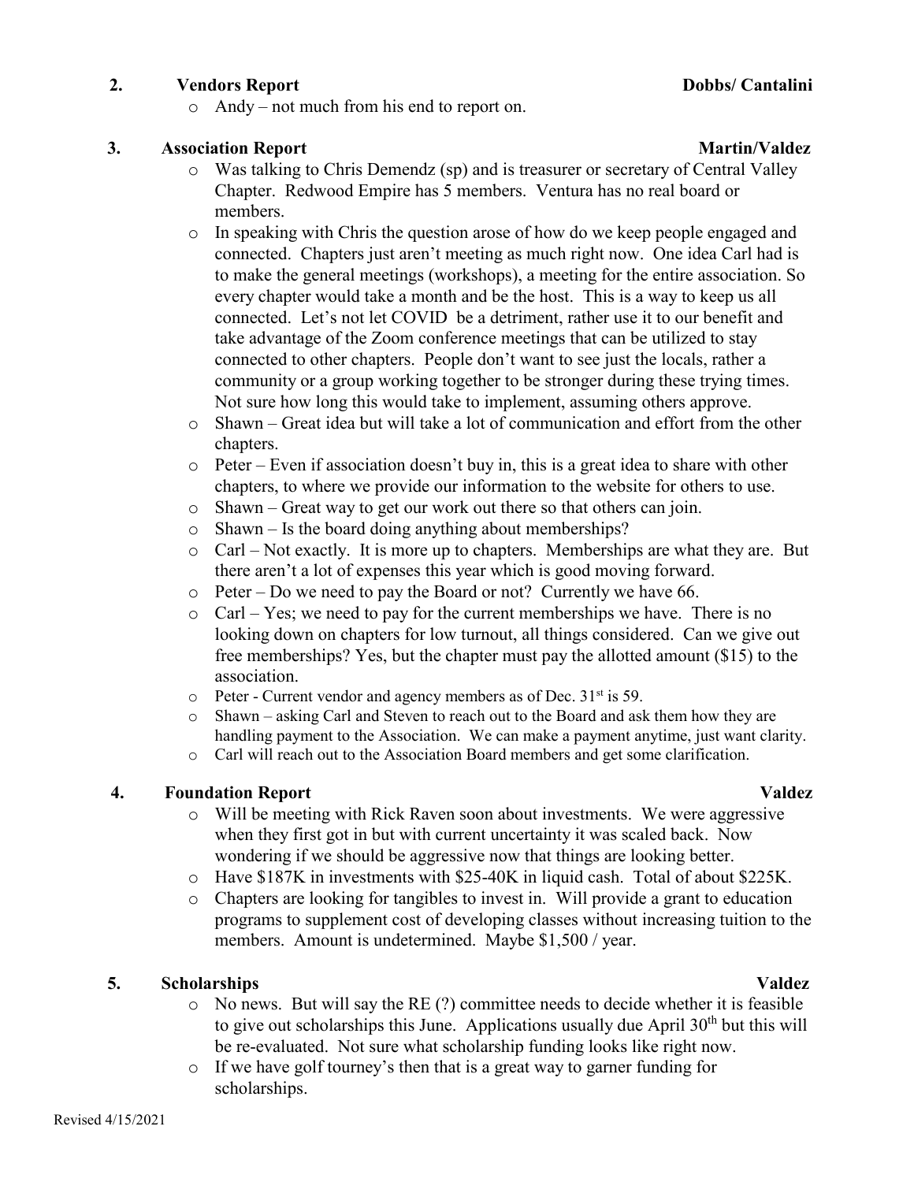**2. Vendors Report Dobbs/ Cantalini**

- Andy – not much from his end to report on.

**3. Association Report Martin/Valdez**

- Was talking to Chris Demendz (sp) and is treasurer or secretary of Central Valley Chapter. Redwood Empire has 5 members. Ventura has no real board or members.
- In speaking with Chris the question arose of how do we keep people engaged and connected. Chapters just aren't meeting as much right now. One idea Carl had is to make the general meetings (workshops), a meeting for the entire association. So every chapter would take a month and be the host. This is a way to keep us all connected. Let's not let COVID be a detriment, rather use it to our benefit and take advantage of the Zoom conference meetings that can be utilized to stay connected to other chapters. People don't want to see just the locals, rather a community or a group working together to be stronger during these trying times. Not sure how long this would take to implement, assuming others approve.
- Shawn – Great idea but will take a lot of communication and effort from the other chapters.
- Peter – Even if association doesn't buy in, this is a great idea to share with other chapters, to where we provide our information to the website for others to use.
- Shawn – Great way to get our work out there so that others can join.
- Shawn – Is the board doing anything about memberships?
- Carl – Not exactly. It is more up to chapters. Memberships are what they are. But there aren't a lot of expenses this year which is good moving forward.
- Peter – Do we need to pay the Board or not? Currently we have 66.
- Carl – Yes; we need to pay for the current memberships we have. There is no looking down on chapters for low turnout, all things considered. Can we give out free memberships? Yes, but the chapter must pay the allotted amount ($15) to the association.
- Peter - Current vendor and agency members as of Dec. 31st is 59.
- Shawn – asking Carl and Steven to reach out to the Board and ask them how they are handling payment to the Association. We can make a payment anytime, just want clarity.
- Carl will reach out to the Association Board members and get some clarification.

**4. Foundation Report Valdez**

- Will be meeting with Rick Raven soon about investments. We were aggressive when they first got in but with current uncertainty it was scaled back. Now wondering if we should be aggressive now that things are looking better.
- Have $187K in investments with $25-40K in liquid cash. Total of about $225K.
- Chapters are looking for tangibles to invest in. Will provide a grant to education programs to supplement cost of developing classes without increasing tuition to the members. Amount is undetermined. Maybe $1,500 / year.

**5. Scholarships Valdez**

- No news. But will say the RE (?) committee needs to decide whether it is feasible to give out scholarships this June. Applications usually due April 30th but this will be re-evaluated. Not sure what scholarship funding looks like right now.
- If we have golf tourney's then that is a great way to garner funding for scholarships.

Revised 4/15/2021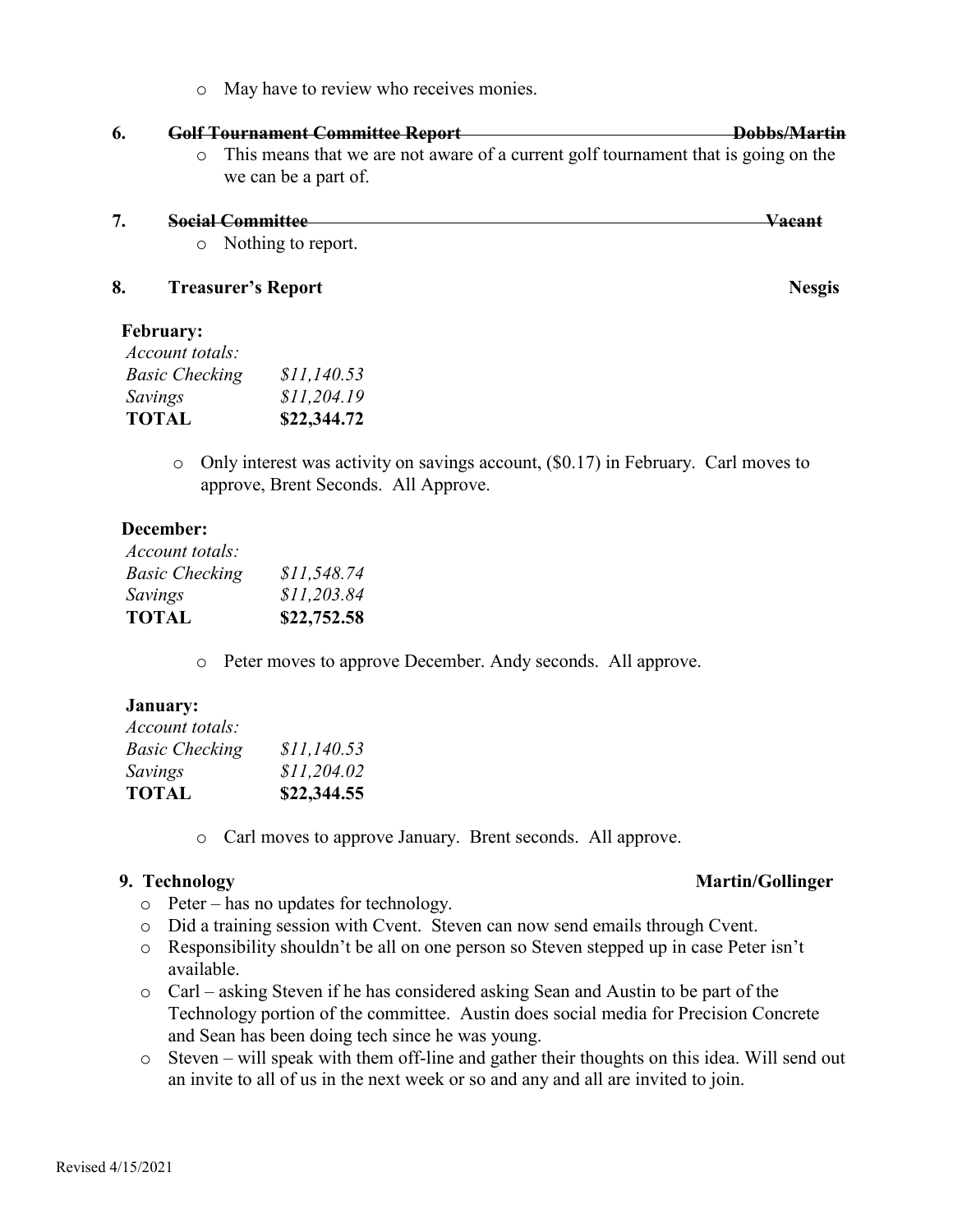- May have to review who receives monies.

**6. ~~Golf Tournament Committee Report~~ ~~Dobbs/Martin~~**

- This means that we are not aware of a current golf tournament that is going on the we can be a part of.

**7. ~~Social Committee~~ ~~Vacant~~**

- Nothing to report.

**8. Treasurer's Report Nesgis**

**February:**

| | |
|---|---|
| *Account totals:* | |
| *Basic Checking* | *$11,140.53* |
| *Savings* | *$11,204.19* |
| **TOTAL** | **$22,344.72** |

- Only interest was activity on savings account, ($0.17) in February. Carl moves to approve, Brent Seconds. All Approve.

**December:**

| | |
|---|---|
| *Account totals:* | |
| *Basic Checking* | *$11,548.74* |
| *Savings* | *$11,203.84* |
| **TOTAL** | **$22,752.58** |

- Peter moves to approve December. Andy seconds. All approve.

**January:**

| | |
|---|---|
| *Account totals:* | |
| *Basic Checking* | *$11,140.53* |
| *Savings* | *$11,204.02* |
| **TOTAL** | **$22,344.55** |

- Carl moves to approve January. Brent seconds. All approve.

**9. Technology Martin/Gollinger**

- Peter – has no updates for technology.
- Did a training session with Cvent. Steven can now send emails through Cvent.
- Responsibility shouldn't be all on one person so Steven stepped up in case Peter isn't available.
- Carl – asking Steven if he has considered asking Sean and Austin to be part of the Technology portion of the committee. Austin does social media for Precision Concrete and Sean has been doing tech since he was young.
- Steven – will speak with them off-line and gather their thoughts on this idea. Will send out an invite to all of us in the next week or so and any and all are invited to join.

Revised 4/15/2021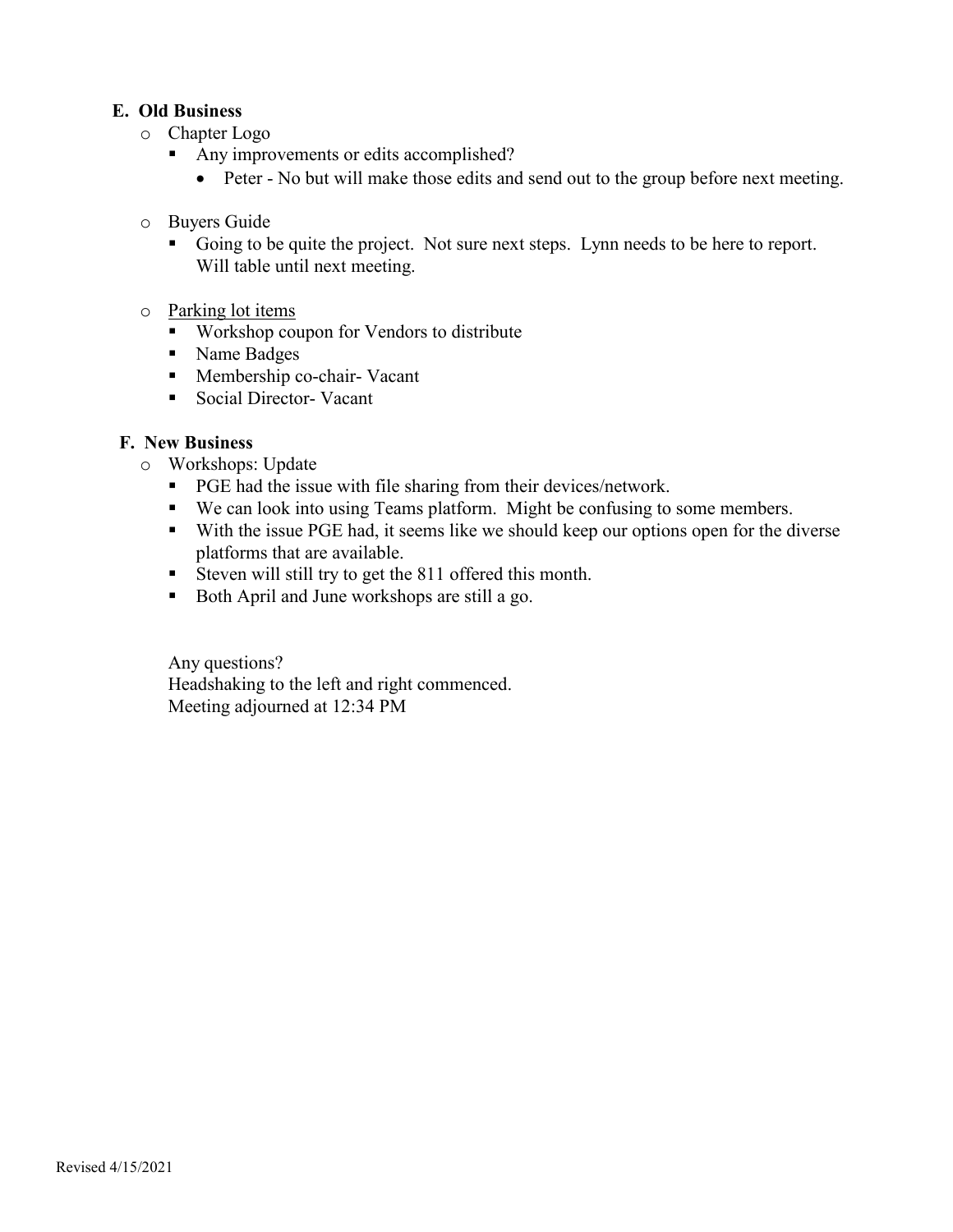**E. Old Business**

- Chapter Logo
  - Any improvements or edits accomplished?
    - Peter - No but will make those edits and send out to the group before next meeting.

- Buyers Guide
  - Going to be quite the project. Not sure next steps. Lynn needs to be here to report. Will table until next meeting.

- <u>Parking lot items</u>
  - Workshop coupon for Vendors to distribute
  - Name Badges
  - Membership co-chair- Vacant
  - Social Director- Vacant

**F. New Business**

- Workshops: Update
  - PGE had the issue with file sharing from their devices/network.
  - We can look into using Teams platform. Might be confusing to some members.
  - With the issue PGE had, it seems like we should keep our options open for the diverse platforms that are available.
  - Steven will still try to get the 811 offered this month.
  - Both April and June workshops are still a go.

Any questions?
Headshaking to the left and right commenced.
Meeting adjourned at 12:34 PM

Revised 4/15/2021